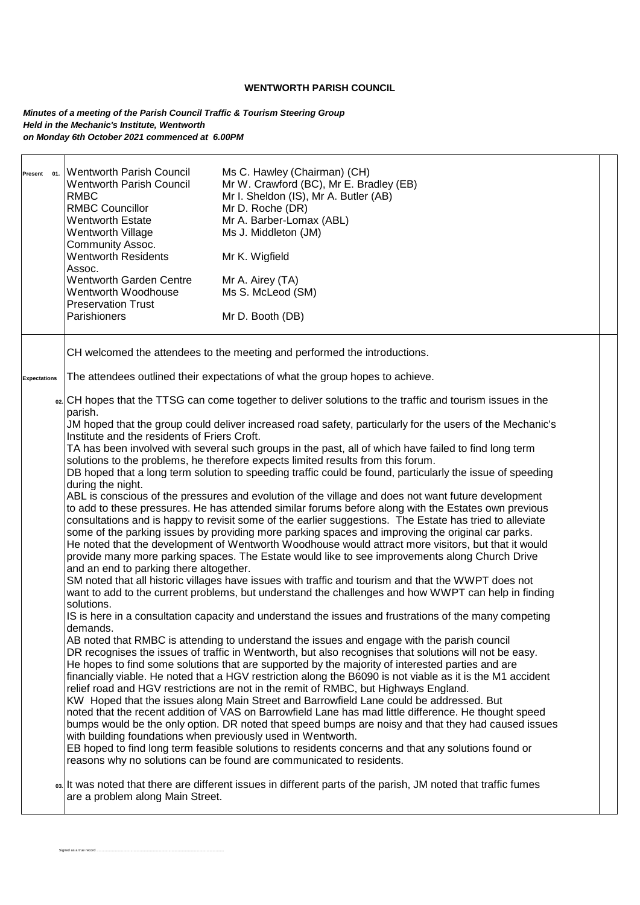**WENTWORTH PARISH COUNCIL**

***Minutes of a meeting of the Parish Council Traffic & Tourism Steering Group***
***Held in the Mechanic's Institute, Wentworth***
***on Monday 6th October 2021 commenced at 6.00PM***

| | | |
|---|---|---|
| **Present 01.** | Wentworth Parish Council | Ms C. Hawley (Chairman) (CH) |
| | Wentworth Parish Council | Mr W. Crawford (BC), Mr E. Bradley (EB) |
| | RMBC | Mr I. Sheldon (IS), Mr A. Butler (AB) |
| | RMBC Councillor | Mr D. Roche (DR) |
| | Wentworth Estate | Mr A. Barber-Lomax (ABL) |
| | Wentworth Village Community Assoc. | Ms J. Middleton (JM) |
| | Wentworth Residents Assoc. | Mr K. Wigfield |
| | Wentworth Garden Centre | Mr A. Airey (TA) |
| | Wentworth Woodhouse Preservation Trust | Ms S. McLeod (SM) |
| | Parishioners | Mr D. Booth (DB) |

CH welcomed the attendees to the meeting and performed the introductions.

**Expectations**

The attendees outlined their expectations of what the group hopes to achieve.

**02.** CH hopes that the TTSG can come together to deliver solutions to the traffic and tourism issues in the parish.

JM hoped that the group could deliver increased road safety, particularly for the users of the Mechanic's Institute and the residents of Friers Croft.

TA has been involved with several such groups in the past, all of which have failed to find long term solutions to the problems, he therefore expects limited results from this forum.

DB hoped that a long term solution to speeding traffic could be found, particularly the issue of speeding during the night.

ABL is conscious of the pressures and evolution of the village and does not want future development to add to these pressures. He has attended similar forums before along with the Estates own previous consultations and is happy to revisit some of the earlier suggestions. The Estate has tried to alleviate some of the parking issues by providing more parking spaces and improving the original car parks. He noted that the development of Wentworth Woodhouse would attract more visitors, but that it would provide many more parking spaces. The Estate would like to see improvements along Church Drive and an end to parking there altogether.

SM noted that all historic villages have issues with traffic and tourism and that the WWPT does not want to add to the current problems, but understand the challenges and how WWPT can help in finding solutions.

IS is here in a consultation capacity and understand the issues and frustrations of the many competing demands.

AB noted that RMBC is attending to understand the issues and engage with the parish council

DR recognises the issues of traffic in Wentworth, but also recognises that solutions will not be easy. He hopes to find some solutions that are supported by the majority of interested parties and are financially viable. He noted that a HGV restriction along the B6090 is not viable as it is the M1 accident relief road and HGV restrictions are not in the remit of RMBC, but Highways England.

KW Hoped that the issues along Main Street and Barrowfield Lane could be addressed. But noted that the recent addition of VAS on Barrowfield Lane has mad little difference. He thought speed bumps would be the only option. DR noted that speed bumps are noisy and that they had caused issues with building foundations when previously used in Wentworth.

EB hoped to find long term feasible solutions to residents concerns and that any solutions found or reasons why no solutions can be found are communicated to residents.

**03.** It was noted that there are different issues in different parts of the parish, JM noted that traffic fumes are a problem along Main Street.

Signed as a true record ...............................................................................................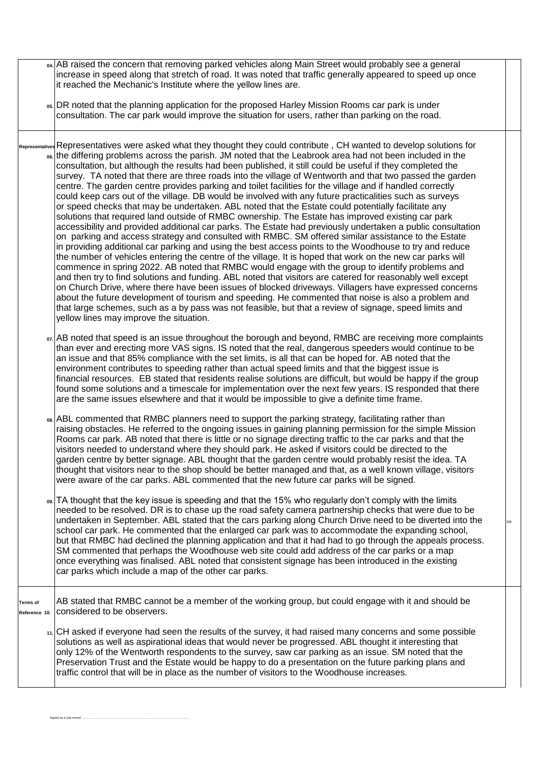| | | |
|---|---|---|
| 04. | AB raised the concern that removing parked vehicles along Main Street would probably see a general increase in speed along that stretch of road. It was noted that traffic generally appeared to speed up once it reached the Mechanic's Institute where the yellow lines are. | |
| 05. | DR noted that the planning application for the proposed Harley Mission Rooms car park is under consultation. The car park would improve the situation for users, rather than parking on the road. | |
| Representatives 06. | Representatives were asked what they thought they could contribute , CH wanted to develop solutions for the differing problems across the parish. JM noted that the Leabrook area had not been included in the consultation, but although the results had been published, it still could be useful if they completed the survey. TA noted that there are three roads into the village of Wentworth and that two passed the garden centre. The garden centre provides parking and toilet facilities for the village and if handled correctly could keep cars out of the village. DB would be involved with any future practicalities such as surveys or speed checks that may be undertaken. ABL noted that the Estate could potentially facilitate any solutions that required land outside of RMBC ownership. The Estate has improved existing car park accessibility and provided additional car parks. The Estate had previously undertaken a public consultation on parking and access strategy and consulted with RMBC. SM offered similar assistance to the Estate in providing additional car parking and using the best access points to the Woodhouse to try and reduce the number of vehicles entering the centre of the village. It is hoped that work on the new car parks will commence in spring 2022. AB noted that RMBC would engage with the group to identify problems and and then try to find solutions and funding. ABL noted that visitors are catered for reasonably well except on Church Drive, where there have been issues of blocked driveways. Villagers have expressed concerns about the future development of tourism and speeding. He commented that noise is also a problem and that large schemes, such as a by pass was not feasible, but that a review of signage, speed limits and yellow lines may improve the situation. | |
| 07. | AB noted that speed is an issue throughout the borough and beyond, RMBC are receiving more complaints than ever and erecting more VAS signs. IS noted that the real, dangerous speeders would continue to be an issue and that 85% compliance with the set limits, is all that can be hoped for. AB noted that the environment contributes to speeding rather than actual speed limits and that the biggest issue is financial resources. EB stated that residents realise solutions are difficult, but would be happy if the group found some solutions and a timescale for implementation over the next few years. IS responded that there are the same issues elsewhere and that it would be impossible to give a definite time frame. | |
| 08. | ABL commented that RMBC planners need to support the parking strategy, facilitating rather than raising obstacles. He referred to the ongoing issues in gaining planning permission for the simple Mission Rooms car park. AB noted that there is little or no signage directing traffic to the car parks and that the visitors needed to understand where they should park. He asked if visitors could be directed to the garden centre by better signage. ABL thought that the garden centre would probably resist the idea. TA thought that visitors near to the shop should be better managed and that, as a well known village, visitors were aware of the car parks. ABL commented that the new future car parks will be signed. | |
| 09. | TA thought that the key issue is speeding and that the 15% who regularly don't comply with the limits needed to be resolved. DR is to chase up the road safety camera partnership checks that were due to be undertaken in September. ABL stated that the cars parking along Church Drive need to be diverted into the school car park. He commented that the enlarged car park was to accommodate the expanding school, but that RMBC had declined the planning application and that it had had to go through the appeals process. SM commented that perhaps the Woodhouse web site could add address of the car parks or a map once everything was finalised. ABL noted that consistent signage has been introduced in the existing car parks which include a map of the other car parks. | DR |
| Terms of Reference 10. | AB stated that RMBC cannot be a member of the working group, but could engage with it and should be considered to be observers. | |
| 11. | CH asked if everyone had seen the results of the survey, it had raised many concerns and some possible solutions as well as aspirational ideas that would never be progressed. ABL thought it interesting that only 12% of the Wentworth respondents to the survey, saw car parking as an issue. SM noted that the Preservation Trust and the Estate would be happy to do a presentation on the future parking plans and traffic control that will be in place as the number of visitors to the Woodhouse increases. | |

Signed as a true record ..............................................................................................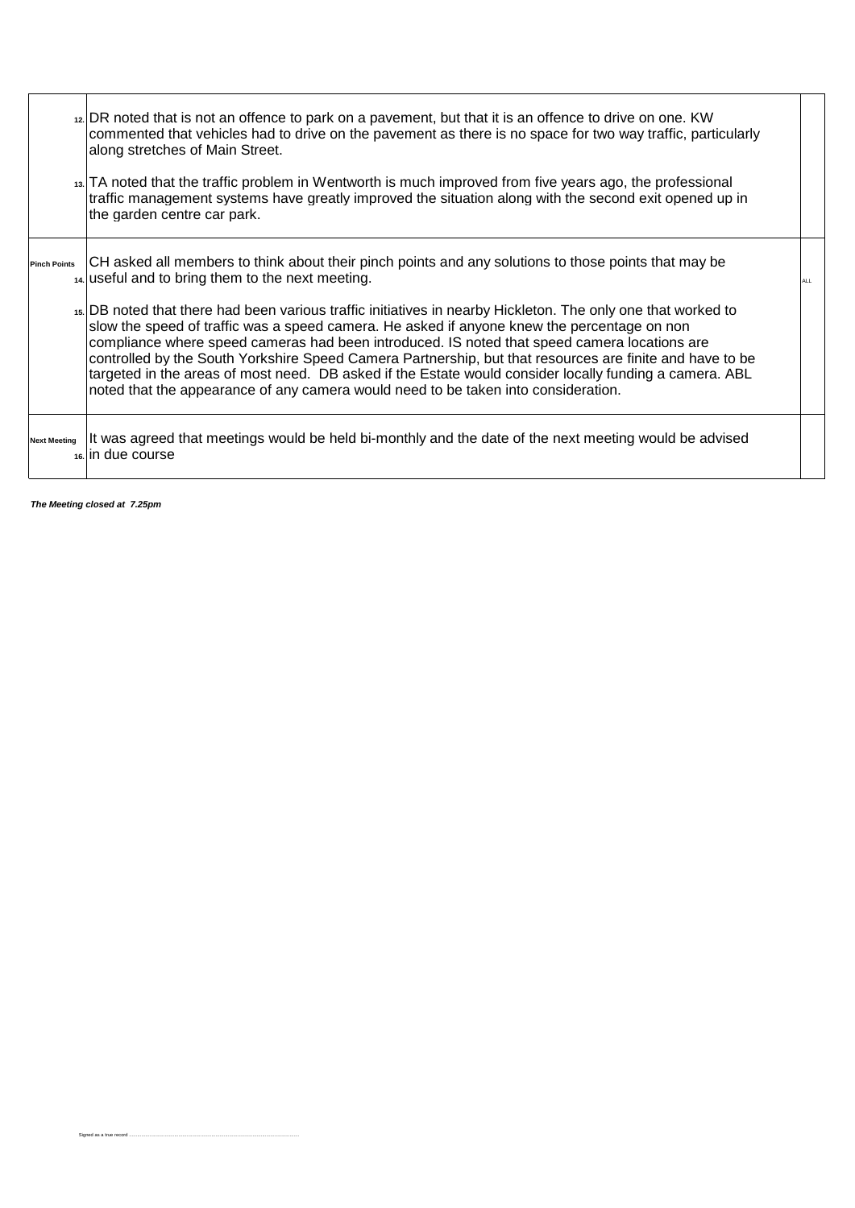| | | | |
|---|---|---|---|
| | 12. | DR noted that is not an offence to park on a pavement, but that it is an offence to drive on one. KW commented that vehicles had to drive on the pavement as there is no space for two way traffic, particularly along stretches of Main Street. | |
| | 13. | TA noted that the traffic problem in Wentworth is much improved from five years ago, the professional traffic management systems have greatly improved the situation along with the second exit opened up in the garden centre car park. | |
| **Pinch Points** | 14. | CH asked all members to think about their pinch points and any solutions to those points that may be useful and to bring them to the next meeting. | ALL |
| | 15. | DB noted that there had been various traffic initiatives in nearby Hickleton. The only one that worked to slow the speed of traffic was a speed camera. He asked if anyone knew the percentage on non compliance where speed cameras had been introduced. IS noted that speed camera locations are controlled by the South Yorkshire Speed Camera Partnership, but that resources are finite and have to be targeted in the areas of most need. DB asked if the Estate would consider locally funding a camera. ABL noted that the appearance of any camera would need to be taken into consideration. | |
| **Next Meeting** | 16. | It was agreed that meetings would be held bi-monthly and the date of the next meeting would be advised in due course | |

***The Meeting closed at 7.25pm***

Signed as a true record ..........................................................................................